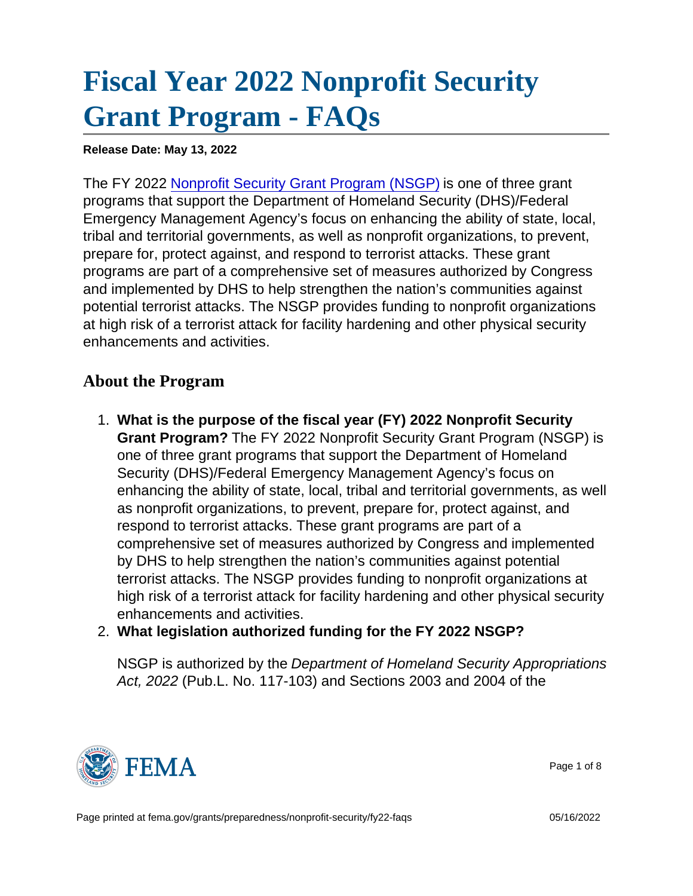# Fiscal Year 2022 Nonprofit Security Grant Program - FAQs

**Release Date: May 13, 2022**

The FY 2022 Nonprofit Security Grant Program (NSGP) is one of three grant programs that support the Department of Homeland Security (DHS)/Federal Emergency Management Agency's focus on enhancing the ability of state, local, tribal and territorial governments, as well as nonprofit organizations, to prevent, prepare for, protect against, and respond to terrorist attacks. These grant programs are part of a comprehensive set of measures authorized by Congress and implemented by DHS to help strengthen the nation's communities against potential terrorist attacks. The NSGP provides funding to nonprofit organizations at high risk of a terrorist attack for facility hardening and other physical security enhancements and activities.

## About the Program

1. **What is the purpose of the fiscal year (FY) 2022 Nonprofit Security Grant Program?** The FY 2022 Nonprofit Security Grant Program (NSGP) is one of three grant programs that support the Department of Homeland Security (DHS)/Federal Emergency Management Agency's focus on enhancing the ability of state, local, tribal and territorial governments, as well as nonprofit organizations, to prevent, prepare for, protect against, and respond to terrorist attacks. These grant programs are part of a comprehensive set of measures authorized by Congress and implemented by DHS to help strengthen the nation's communities against potential terrorist attacks. The NSGP provides funding to nonprofit organizations at high risk of a terrorist attack for facility hardening and other physical security enhancements and activities.
2. **What legislation authorized funding for the FY 2022 NSGP?**

   NSGP is authorized by the *Department of Homeland Security Appropriations Act, 2022* (Pub.L. No. 117-103) and Sections 2003 and 2004 of the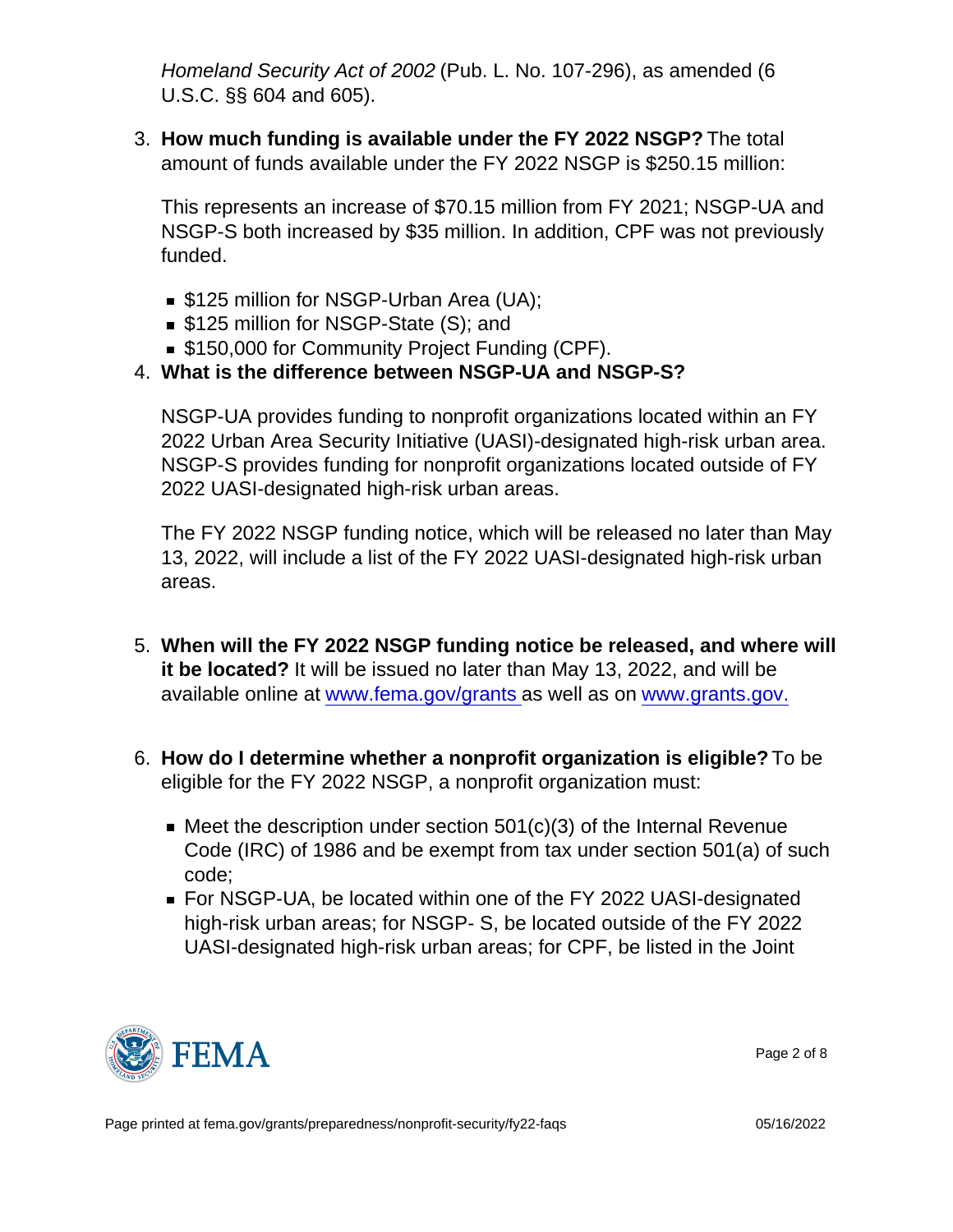*Homeland Security Act of 2002* (Pub. L. No. 107-296), as amended (6 U.S.C. §§ 604 and 605).

3. **How much funding is available under the FY 2022 NSGP?** The total amount of funds available under the FY 2022 NSGP is $250.15 million:

   This represents an increase of $70.15 million from FY 2021; NSGP-UA and NSGP-S both increased by $35 million. In addition, CPF was not previously funded.

   - $125 million for NSGP-Urban Area (UA);
   - $125 million for NSGP-State (S); and
   - $150,000 for Community Project Funding (CPF).

4. **What is the difference between NSGP-UA and NSGP-S?**

   NSGP-UA provides funding to nonprofit organizations located within an FY 2022 Urban Area Security Initiative (UASI)-designated high-risk urban area. NSGP-S provides funding for nonprofit organizations located outside of FY 2022 UASI-designated high-risk urban areas.

   The FY 2022 NSGP funding notice, which will be released no later than May 13, 2022, will include a list of the FY 2022 UASI-designated high-risk urban areas.

5. **When will the FY 2022 NSGP funding notice be released, and where will it be located?** It will be issued no later than May 13, 2022, and will be available online at [www.fema.gov/grants](www.fema.gov/grants) as well as on [www.grants.gov.](www.grants.gov)

6. **How do I determine whether a nonprofit organization is eligible?** To be eligible for the FY 2022 NSGP, a nonprofit organization must:

   - Meet the description under section 501(c)(3) of the Internal Revenue Code (IRC) of 1986 and be exempt from tax under section 501(a) of such code;
   - For NSGP-UA, be located within one of the FY 2022 UASI-designated high-risk urban areas; for NSGP- S, be located outside of the FY 2022 UASI-designated high-risk urban areas; for CPF, be listed in the Joint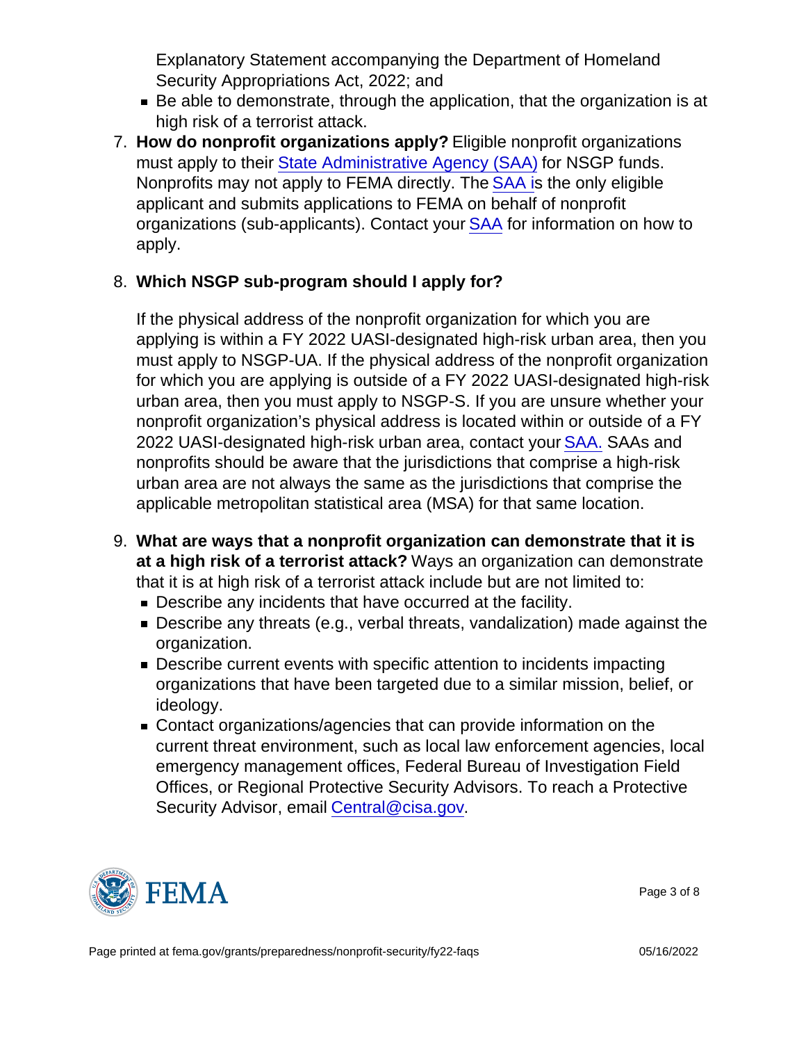Explanatory Statement accompanying the Department of Homeland Security Appropriations Act, 2022; and
   - Be able to demonstrate, through the application, that the organization is at high risk of a terrorist attack.

7. **How do nonprofit organizations apply?** Eligible nonprofit organizations must apply to their State Administrative Agency (SAA) for NSGP funds. Nonprofits may not apply to FEMA directly. The SAA is the only eligible applicant and submits applications to FEMA on behalf of nonprofit organizations (sub-applicants). Contact your SAA for information on how to apply.

8. **Which NSGP sub-program should I apply for?**

   If the physical address of the nonprofit organization for which you are applying is within a FY 2022 UASI-designated high-risk urban area, then you must apply to NSGP-UA. If the physical address of the nonprofit organization for which you are applying is outside of a FY 2022 UASI-designated high-risk urban area, then you must apply to NSGP-S. If you are unsure whether your nonprofit organization's physical address is located within or outside of a FY 2022 UASI-designated high-risk urban area, contact your SAA. SAAs and nonprofits should be aware that the jurisdictions that comprise a high-risk urban area are not always the same as the jurisdictions that comprise the applicable metropolitan statistical area (MSA) for that same location.

9. **What are ways that a nonprofit organization can demonstrate that it is at a high risk of a terrorist attack?** Ways an organization can demonstrate that it is at high risk of a terrorist attack include but are not limited to:
   - Describe any incidents that have occurred at the facility.
   - Describe any threats (e.g., verbal threats, vandalization) made against the organization.
   - Describe current events with specific attention to incidents impacting organizations that have been targeted due to a similar mission, belief, or ideology.
   - Contact organizations/agencies that can provide information on the current threat environment, such as local law enforcement agencies, local emergency management offices, Federal Bureau of Investigation Field Offices, or Regional Protective Security Advisors. To reach a Protective Security Advisor, email Central@cisa.gov.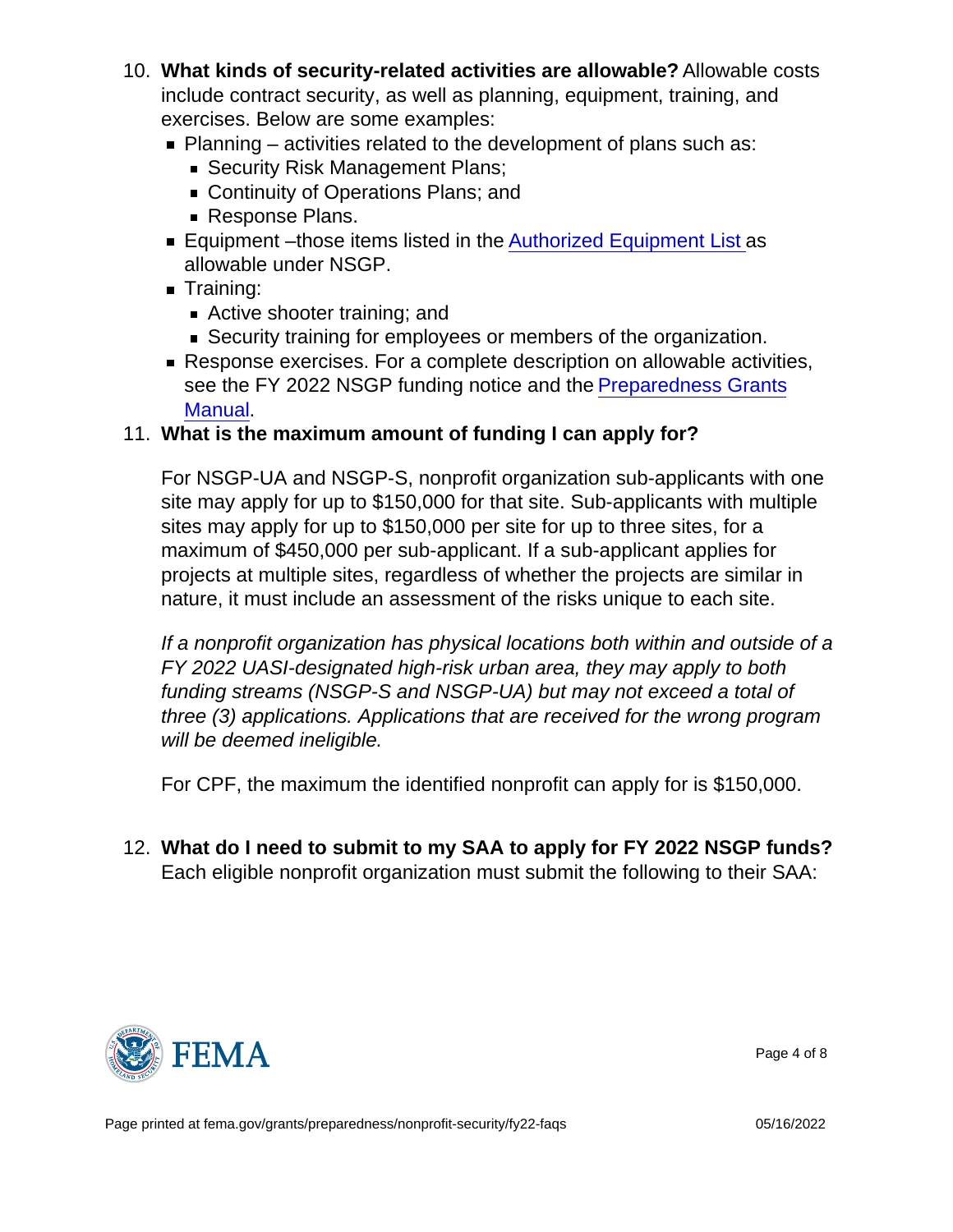10. **What kinds of security-related activities are allowable?** Allowable costs include contract security, as well as planning, equipment, training, and exercises. Below are some examples:
    - Planning – activities related to the development of plans such as:
        - Security Risk Management Plans;
        - Continuity of Operations Plans; and
        - Response Plans.
    - Equipment –those items listed in the Authorized Equipment List as allowable under NSGP.
    - Training:
        - Active shooter training; and
        - Security training for employees or members of the organization.
    - Response exercises. For a complete description on allowable activities, see the FY 2022 NSGP funding notice and the Preparedness Grants Manual.
11. **What is the maximum amount of funding I can apply for?**

    For NSGP-UA and NSGP-S, nonprofit organization sub-applicants with one site may apply for up to $150,000 for that site. Sub-applicants with multiple sites may apply for up to $150,000 per site for up to three sites, for a maximum of $450,000 per sub-applicant. If a sub-applicant applies for projects at multiple sites, regardless of whether the projects are similar in nature, it must include an assessment of the risks unique to each site.

    *If a nonprofit organization has physical locations both within and outside of a FY 2022 UASI-designated high-risk urban area, they may apply to both funding streams (NSGP-S and NSGP-UA) but may not exceed a total of three (3) applications. Applications that are received for the wrong program will be deemed ineligible.*

    For CPF, the maximum the identified nonprofit can apply for is $150,000.

12. **What do I need to submit to my SAA to apply for FY 2022 NSGP funds?** Each eligible nonprofit organization must submit the following to their SAA: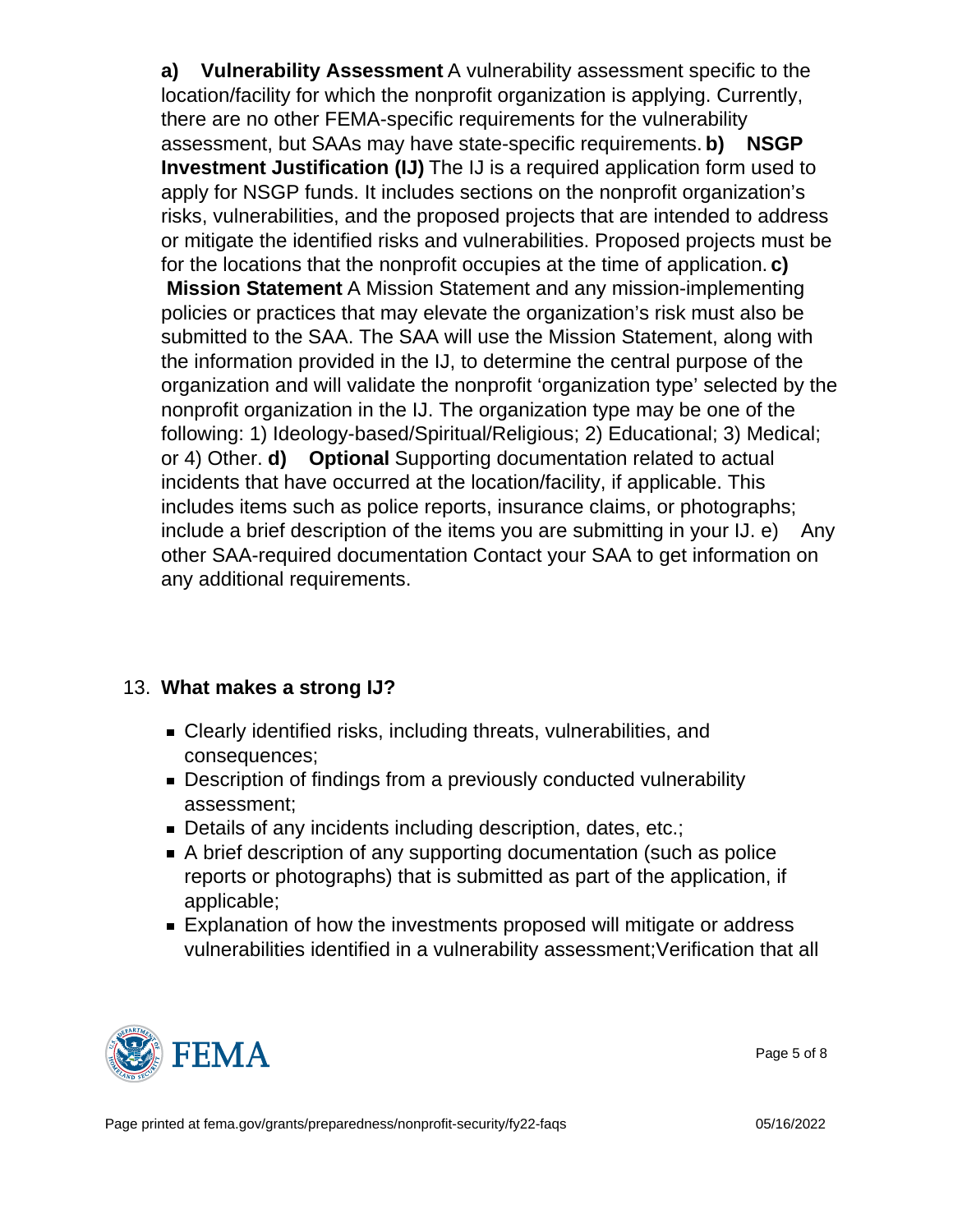**a) Vulnerability Assessment** A vulnerability assessment specific to the location/facility for which the nonprofit organization is applying. Currently, there are no other FEMA-specific requirements for the vulnerability assessment, but SAAs may have state-specific requirements. **b) NSGP Investment Justification (IJ)** The IJ is a required application form used to apply for NSGP funds. It includes sections on the nonprofit organization's risks, vulnerabilities, and the proposed projects that are intended to address or mitigate the identified risks and vulnerabilities. Proposed projects must be for the locations that the nonprofit occupies at the time of application. **c) Mission Statement** A Mission Statement and any mission-implementing policies or practices that may elevate the organization's risk must also be submitted to the SAA. The SAA will use the Mission Statement, along with the information provided in the IJ, to determine the central purpose of the organization and will validate the nonprofit 'organization type' selected by the nonprofit organization in the IJ. The organization type may be one of the following: 1) Ideology-based/Spiritual/Religious; 2) Educational; 3) Medical; or 4) Other. **d) Optional** Supporting documentation related to actual incidents that have occurred at the location/facility, if applicable. This includes items such as police reports, insurance claims, or photographs; include a brief description of the items you are submitting in your IJ. e) Any other SAA-required documentation Contact your SAA to get information on any additional requirements.

13. **What makes a strong IJ?**

- Clearly identified risks, including threats, vulnerabilities, and consequences;
- Description of findings from a previously conducted vulnerability assessment;
- Details of any incidents including description, dates, etc.;
- A brief description of any supporting documentation (such as police reports or photographs) that is submitted as part of the application, if applicable;
- Explanation of how the investments proposed will mitigate or address vulnerabilities identified in a vulnerability assessment;Verification that all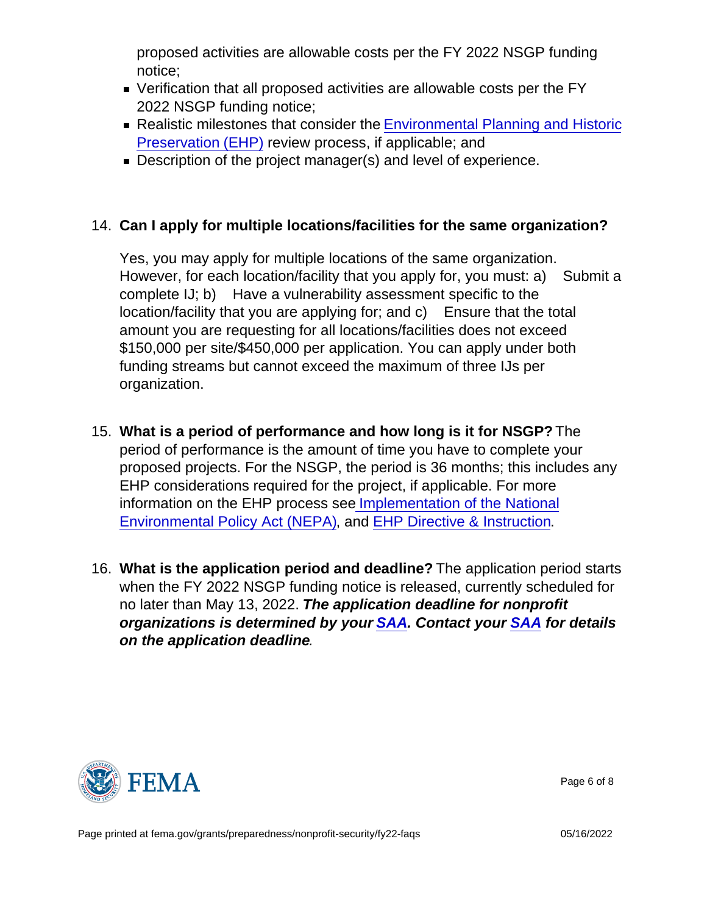proposed activities are allowable costs per the FY 2022 NSGP funding notice;

- Verification that all proposed activities are allowable costs per the FY 2022 NSGP funding notice;
- Realistic milestones that consider the Environmental Planning and Historic Preservation (EHP) review process, if applicable; and
- Description of the project manager(s) and level of experience.

14. **Can I apply for multiple locations/facilities for the same organization?**

    Yes, you may apply for multiple locations of the same organization. However, for each location/facility that you apply for, you must: a) Submit a complete IJ; b) Have a vulnerability assessment specific to the location/facility that you are applying for; and c) Ensure that the total amount you are requesting for all locations/facilities does not exceed $150,000 per site/$450,000 per application. You can apply under both funding streams but cannot exceed the maximum of three IJs per organization.

15. **What is a period of performance and how long is it for NSGP?** The period of performance is the amount of time you have to complete your proposed projects. For the NSGP, the period is 36 months; this includes any EHP considerations required for the project, if applicable. For more information on the EHP process see Implementation of the National Environmental Policy Act (NEPA), and EHP Directive & Instruction.

16. **What is the application period and deadline?** The application period starts when the FY 2022 NSGP funding notice is released, currently scheduled for no later than May 13, 2022. ***The application deadline for nonprofit organizations is determined by your SAA. Contact your SAA for details on the application deadline***.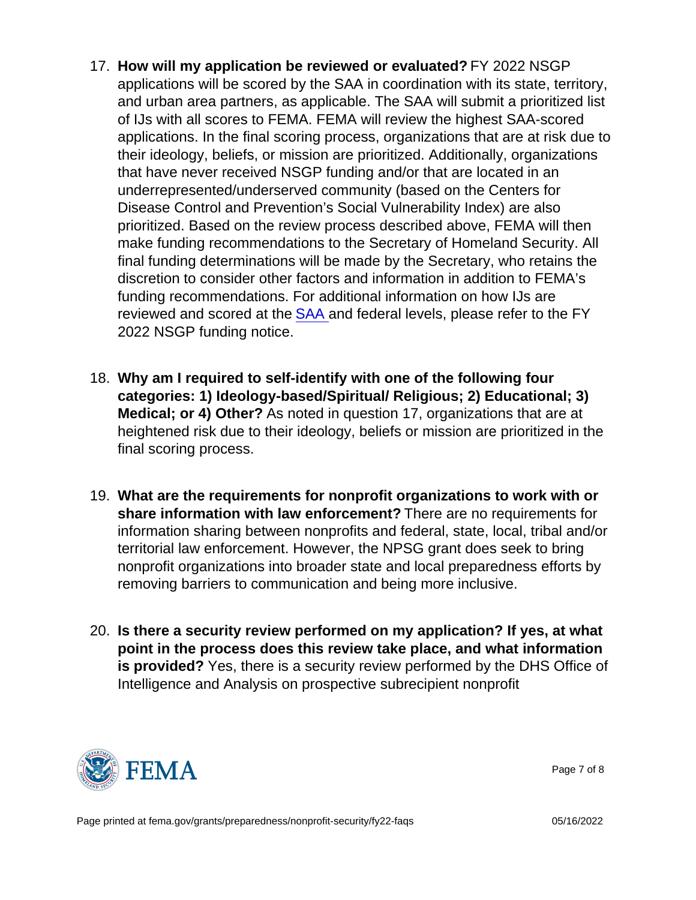17. **How will my application be reviewed or evaluated?** FY 2022 NSGP applications will be scored by the SAA in coordination with its state, territory, and urban area partners, as applicable. The SAA will submit a prioritized list of IJs with all scores to FEMA. FEMA will review the highest SAA-scored applications. In the final scoring process, organizations that are at risk due to their ideology, beliefs, or mission are prioritized. Additionally, organizations that have never received NSGP funding and/or that are located in an underrepresented/underserved community (based on the Centers for Disease Control and Prevention's Social Vulnerability Index) are also prioritized. Based on the review process described above, FEMA will then make funding recommendations to the Secretary of Homeland Security. All final funding determinations will be made by the Secretary, who retains the discretion to consider other factors and information in addition to FEMA's funding recommendations. For additional information on how IJs are reviewed and scored at the SAA and federal levels, please refer to the FY 2022 NSGP funding notice.

18. **Why am I required to self-identify with one of the following four categories: 1) Ideology-based/Spiritual/ Religious; 2) Educational; 3) Medical; or 4) Other?** As noted in question 17, organizations that are at heightened risk due to their ideology, beliefs or mission are prioritized in the final scoring process.

19. **What are the requirements for nonprofit organizations to work with or share information with law enforcement?** There are no requirements for information sharing between nonprofits and federal, state, local, tribal and/or territorial law enforcement. However, the NPSG grant does seek to bring nonprofit organizations into broader state and local preparedness efforts by removing barriers to communication and being more inclusive.

20. **Is there a security review performed on my application? If yes, at what point in the process does this review take place, and what information is provided?** Yes, there is a security review performed by the DHS Office of Intelligence and Analysis on prospective subrecipient nonprofit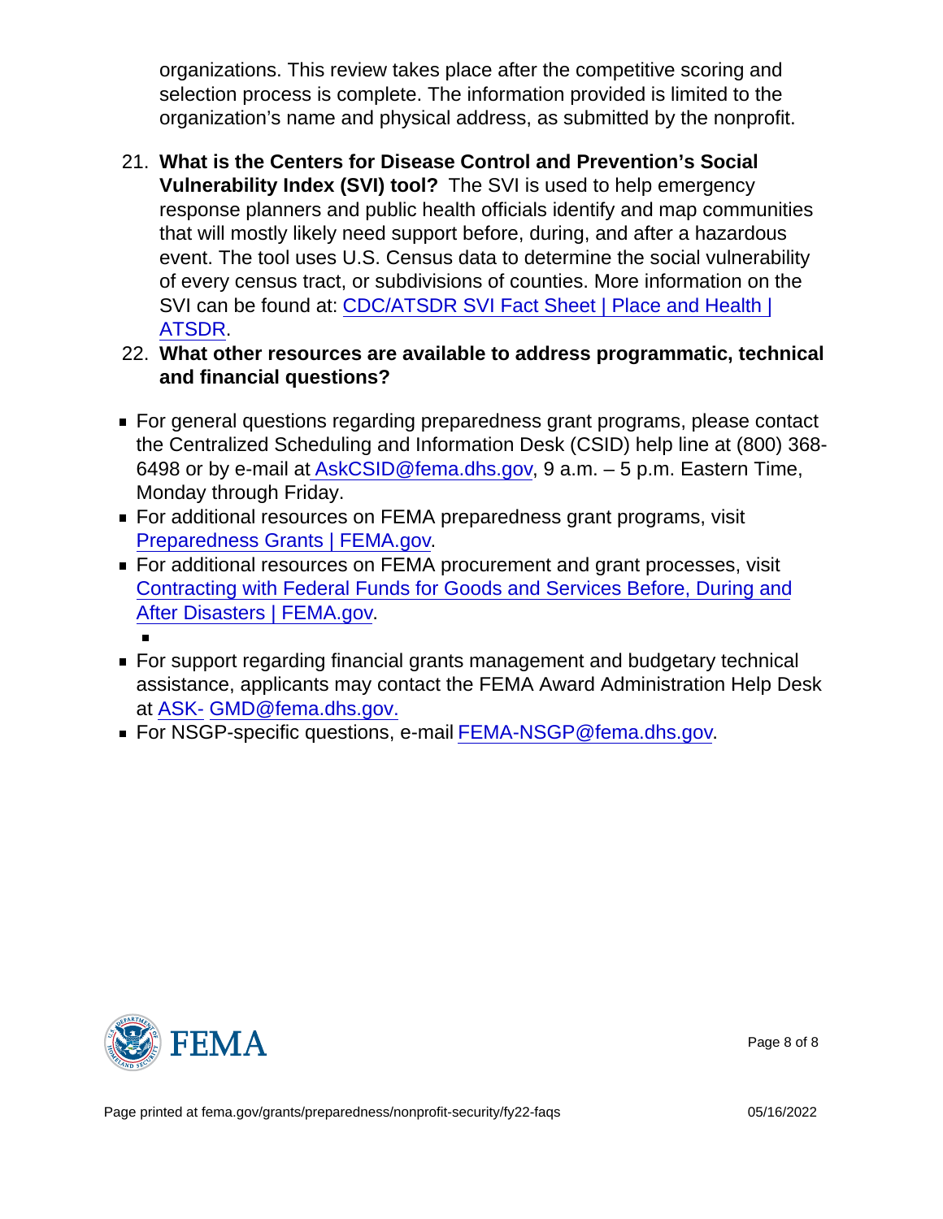organizations. This review takes place after the competitive scoring and selection process is complete. The information provided is limited to the organization's name and physical address, as submitted by the nonprofit.

21. **What is the Centers for Disease Control and Prevention's Social Vulnerability Index (SVI) tool?** The SVI is used to help emergency response planners and public health officials identify and map communities that will mostly likely need support before, during, and after a hazardous event. The tool uses U.S. Census data to determine the social vulnerability of every census tract, or subdivisions of counties. More information on the SVI can be found at: CDC/ATSDR SVI Fact Sheet | Place and Health | ATSDR.
22. **What other resources are available to address programmatic, technical and financial questions?**

- For general questions regarding preparedness grant programs, please contact the Centralized Scheduling and Information Desk (CSID) help line at (800) 368-6498 or by e-mail at AskCSID@fema.dhs.gov, 9 a.m. – 5 p.m. Eastern Time, Monday through Friday.
- For additional resources on FEMA preparedness grant programs, visit Preparedness Grants | FEMA.gov.
- For additional resources on FEMA procurement and grant processes, visit Contracting with Federal Funds for Goods and Services Before, During and After Disasters | FEMA.gov.
- For support regarding financial grants management and budgetary technical assistance, applicants may contact the FEMA Award Administration Help Desk at ASK-GMD@fema.dhs.gov.
- For NSGP-specific questions, e-mail FEMA-NSGP@fema.dhs.gov.